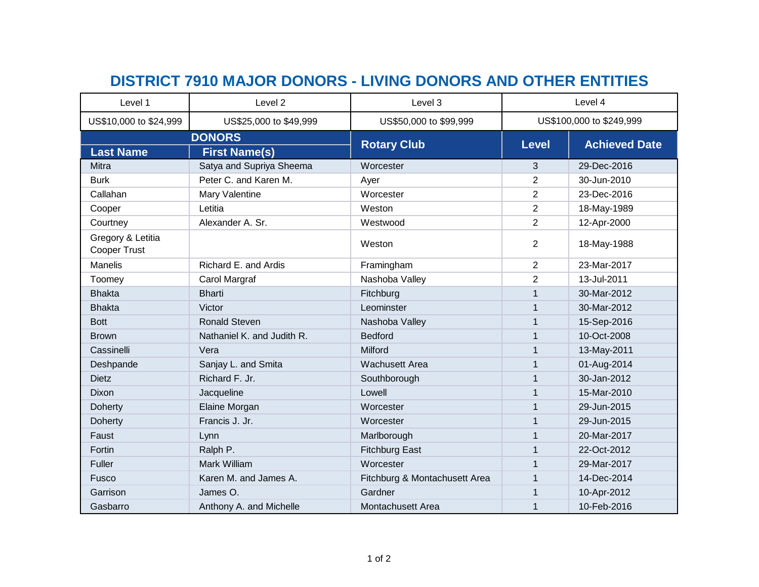# DISTRICT 7910 MAJOR DONORS - LIVING DONORS AND OTHER ENTITIES

| Level 1 | Level 2 | Level 3 | Level 4 |
|---|---|---|---|
| US$10,000 to $24,999 | US$25,000 to $49,999 | US$50,000 to $99,999 | US$100,000 to $249,999 |

| DONORS | | Rotary Club | Level | Achieved Date |
|---|---|---|---|---|
| **Last Name** | **First Name(s)** | | | |
| Mitra | Satya and Supriya Sheema | Worcester | 3 | 29-Dec-2016 |
| Burk | Peter C. and Karen M. | Ayer | 2 | 30-Jun-2010 |
| Callahan | Mary Valentine | Worcester | 2 | 23-Dec-2016 |
| Cooper | Letitia | Weston | 2 | 18-May-1989 |
| Courtney | Alexander A. Sr. | Westwood | 2 | 12-Apr-2000 |
| Gregory & Letitia Cooper Trust | | Weston | 2 | 18-May-1988 |
| Manelis | Richard E. and Ardis | Framingham | 2 | 23-Mar-2017 |
| Toomey | Carol Margraf | Nashoba Valley | 2 | 13-Jul-2011 |
| Bhakta | Bharti | Fitchburg | 1 | 30-Mar-2012 |
| Bhakta | Victor | Leominster | 1 | 30-Mar-2012 |
| Bott | Ronald Steven | Nashoba Valley | 1 | 15-Sep-2016 |
| Brown | Nathaniel K. and Judith R. | Bedford | 1 | 10-Oct-2008 |
| Cassinelli | Vera | Milford | 1 | 13-May-2011 |
| Deshpande | Sanjay L. and Smita | Wachusett Area | 1 | 01-Aug-2014 |
| Dietz | Richard F. Jr. | Southborough | 1 | 30-Jan-2012 |
| Dixon | Jacqueline | Lowell | 1 | 15-Mar-2010 |
| Doherty | Elaine Morgan | Worcester | 1 | 29-Jun-2015 |
| Doherty | Francis J. Jr. | Worcester | 1 | 29-Jun-2015 |
| Faust | Lynn | Marlborough | 1 | 20-Mar-2017 |
| Fortin | Ralph P. | Fitchburg East | 1 | 22-Oct-2012 |
| Fuller | Mark William | Worcester | 1 | 29-Mar-2017 |
| Fusco | Karen M. and James A. | Fitchburg & Montachusett Area | 1 | 14-Dec-2014 |
| Garrison | James O. | Gardner | 1 | 10-Apr-2012 |
| Gasbarro | Anthony A. and Michelle | Montachusett Area | 1 | 10-Feb-2016 |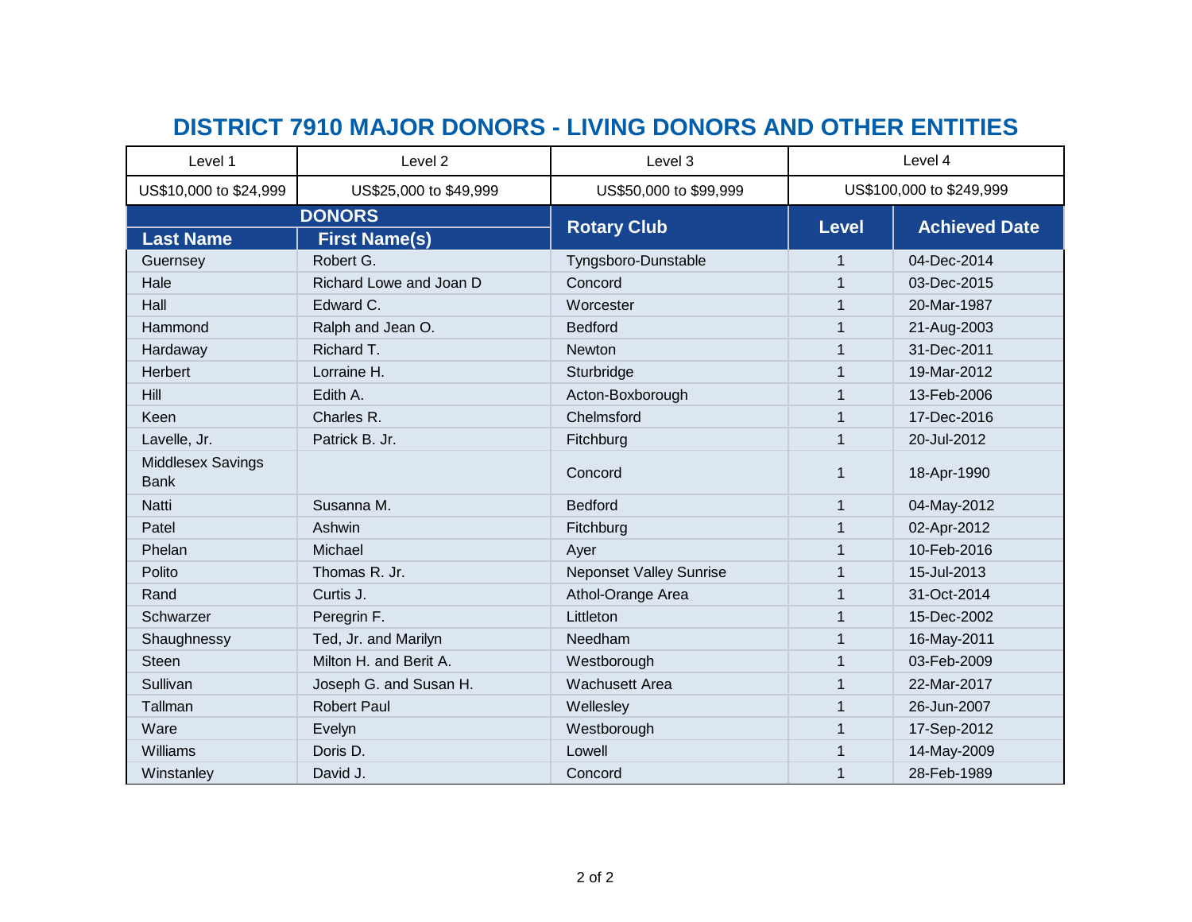# DISTRICT 7910 MAJOR DONORS - LIVING DONORS AND OTHER ENTITIES

| Level 1 | Level 2 | Level 3 | Level 4 |
|---|---|---|---|
| US$10,000 to $24,999 | US$25,000 to $49,999 | US$50,000 to $99,999 | US$100,000 to $249,999 |

| DONORS | | Rotary Club | Level | Achieved Date |
|---|---|---|---|---|
| Last Name | First Name(s) | | | |
| Guernsey | Robert G. | Tyngsboro-Dunstable | 1 | 04-Dec-2014 |
| Hale | Richard Lowe and Joan D | Concord | 1 | 03-Dec-2015 |
| Hall | Edward C. | Worcester | 1 | 20-Mar-1987 |
| Hammond | Ralph and Jean O. | Bedford | 1 | 21-Aug-2003 |
| Hardaway | Richard T. | Newton | 1 | 31-Dec-2011 |
| Herbert | Lorraine H. | Sturbridge | 1 | 19-Mar-2012 |
| Hill | Edith A. | Acton-Boxborough | 1 | 13-Feb-2006 |
| Keen | Charles R. | Chelmsford | 1 | 17-Dec-2016 |
| Lavelle, Jr. | Patrick B. Jr. | Fitchburg | 1 | 20-Jul-2012 |
| Middlesex Savings Bank | | Concord | 1 | 18-Apr-1990 |
| Natti | Susanna M. | Bedford | 1 | 04-May-2012 |
| Patel | Ashwin | Fitchburg | 1 | 02-Apr-2012 |
| Phelan | Michael | Ayer | 1 | 10-Feb-2016 |
| Polito | Thomas R. Jr. | Neponset Valley Sunrise | 1 | 15-Jul-2013 |
| Rand | Curtis J. | Athol-Orange Area | 1 | 31-Oct-2014 |
| Schwarzer | Peregrin F. | Littleton | 1 | 15-Dec-2002 |
| Shaughnessy | Ted, Jr. and Marilyn | Needham | 1 | 16-May-2011 |
| Steen | Milton H. and Berit A. | Westborough | 1 | 03-Feb-2009 |
| Sullivan | Joseph G. and Susan H. | Wachusett Area | 1 | 22-Mar-2017 |
| Tallman | Robert Paul | Wellesley | 1 | 26-Jun-2007 |
| Ware | Evelyn | Westborough | 1 | 17-Sep-2012 |
| Williams | Doris D. | Lowell | 1 | 14-May-2009 |
| Winstanley | David J. | Concord | 1 | 28-Feb-1989 |